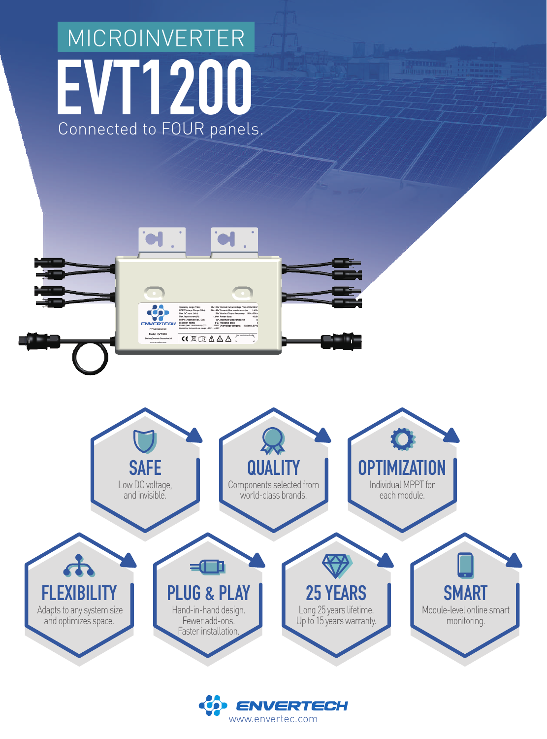# MICROINVERTER

# EVT1200

Connected to FOUR panels.

### SAFE
Low DC voltage, and invisible.

### QUALITY
Components selected from world-class brands.

### OPTIMIZATION
Individual MPPT for each module.

### FLEXIBILITY
Adapts to any system size and optimizes space.

### PLUG & PLAY
Hand-in-hand design. Fewer add-ons. Faster installation.

### 25 YEARS
Long 25 years lifetime. Up to 15 years warranty.

### SMART
Module-level online smart monitoring.

ENVERTECH

www.envertec.com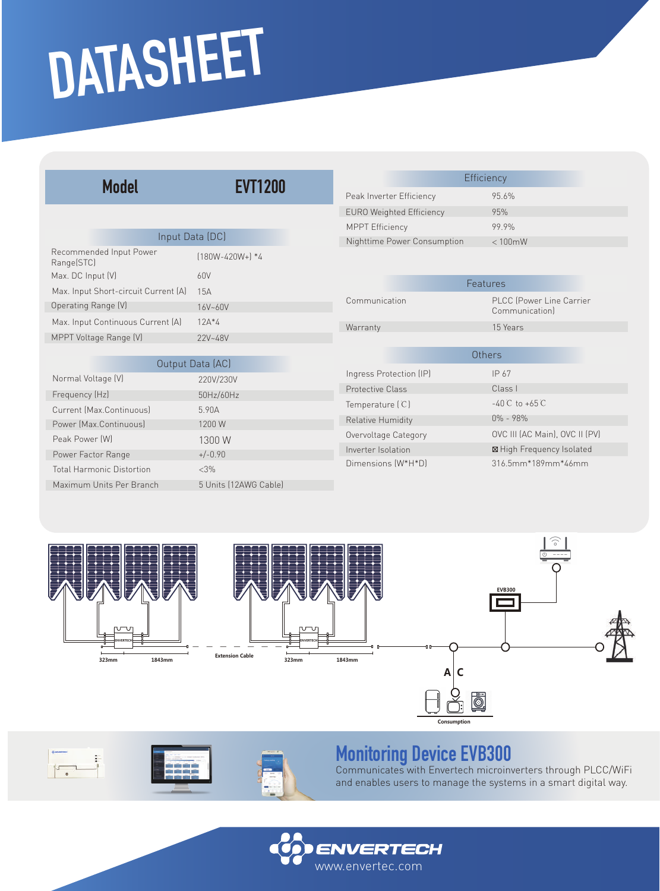# DATASHEET

| Model | EVT1200 |
|---|---|

## Input Data (DC)

| | |
|---|---|
| Recommended Input Power Range(STC) | (180W-420W+) *4 |
| Max. DC Input (V) | 60V |
| Max. Input Short-circuit Current (A) | 15A |
| Operating Range (V) | 16V~60V |
| Max. Input Continuous Current (A) | 12A*4 |
| MPPT Voltage Range (V) | 22V~48V |

## Output Data (AC)

| | |
|---|---|
| Normal Voltage (V) | 220V/230V |
| Frequency (Hz) | 50Hz/60Hz |
| Current (Max.Continuous) | 5.90A |
| Power (Max.Continuous) | 1200 W |
| Peak Power (W) | 1300 W |
| Power Factor Range | +/-0.90 |
| Total Harmonic Distortion | <3% |
| Maximum Units Per Branch | 5 Units (12AWG Cable) |

## Efficiency

| | |
|---|---|
| Peak Inverter Efficiency | 95.6% |
| EURO Weighted Efficiency | 95% |
| MPPT Efficiency | 99.9% |
| Nighttime Power Consumption | < 100mW |

## Features

| | |
|---|---|
| Communication | PLCC (Power Line Carrier Communication) |
| Warranty | 15 Years |

## Others

| | |
|---|---|
| Ingress Protection (IP) | IP 67 |
| Protective Class | Class I |
| Temperature (℃) | -40℃ to +65℃ |
| Relative Humidity | 0% - 98% |
| Overvoltage Category | OVC III (AC Main), OVC II (PV) |
| Inverter Isolation | ⊠ High Frequency Isolated |
| Dimensions (W*H*D) | 316.5mm*189mm*46mm |

ENVERTECH
323mm
1843mm
Extension Cable
EVB300
A C
Consumption

## Monitoring Device EVB300

Communicates with Envertech microinverters through PLCC/WiFi and enables users to manage the systems in a smart digital way.

ENVERTECH
www.envertec.com